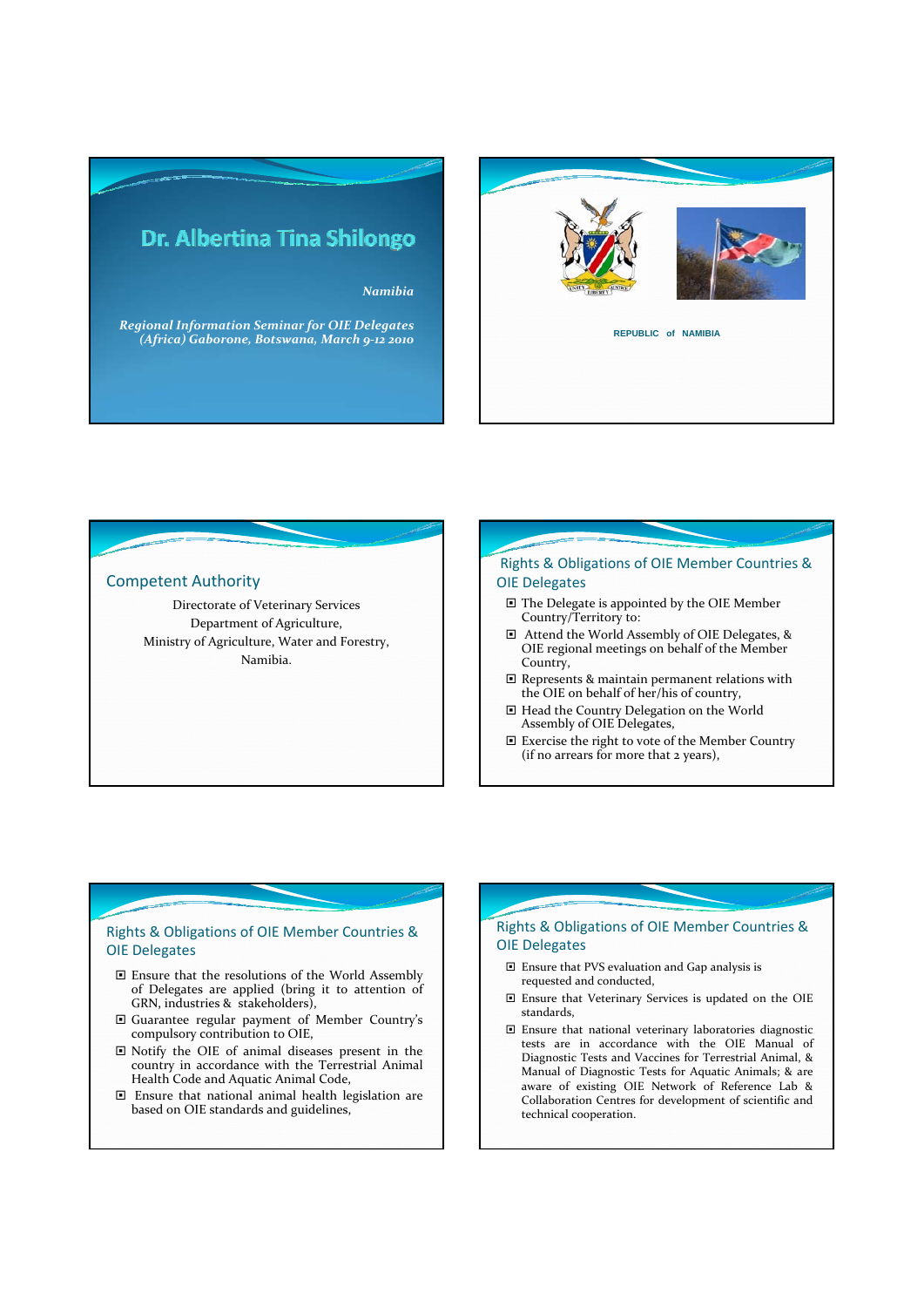# Dr. Albertina Tina Shilongo

*Namibia*

*Regional Information Seminar for OIE Delegates (Africa) Gaborone, Botswana, March 9-12 2010*

REPUBLIC of NAMIBIA

## Competent Authority

Directorate of Veterinary Services
Department of Agriculture,
Ministry of Agriculture, Water and Forestry,
Namibia.

## Rights & Obligations of OIE Member Countries & OIE Delegates

- The Delegate is appointed by the OIE Member Country/Territory to:
- Attend the World Assembly of OIE Delegates, & OIE regional meetings on behalf of the Member Country,
- Represents & maintain permanent relations with the OIE on behalf of her/his of country,
- Head the Country Delegation on the World Assembly of OIE Delegates,
- Exercise the right to vote of the Member Country (if no arrears for more that 2 years),

## Rights & Obligations of OIE Member Countries & OIE Delegates

- Ensure that the resolutions of the World Assembly of Delegates are applied (bring it to attention of GRN, industries & stakeholders),
- Guarantee regular payment of Member Country's compulsory contribution to OIE,
- Notify the OIE of animal diseases present in the country in accordance with the Terrestrial Animal Health Code and Aquatic Animal Code,
- Ensure that national animal health legislation are based on OIE standards and guidelines,

## Rights & Obligations of OIE Member Countries & OIE Delegates

- Ensure that PVS evaluation and Gap analysis is requested and conducted,
- Ensure that Veterinary Services is updated on the OIE standards,
- Ensure that national veterinary laboratories diagnostic tests are in accordance with the OIE Manual of Diagnostic Tests and Vaccines for Terrestrial Animal, & Manual of Diagnostic Tests for Aquatic Animals; & are aware of existing OIE Network of Reference Lab & Collaboration Centres for development of scientific and technical cooperation.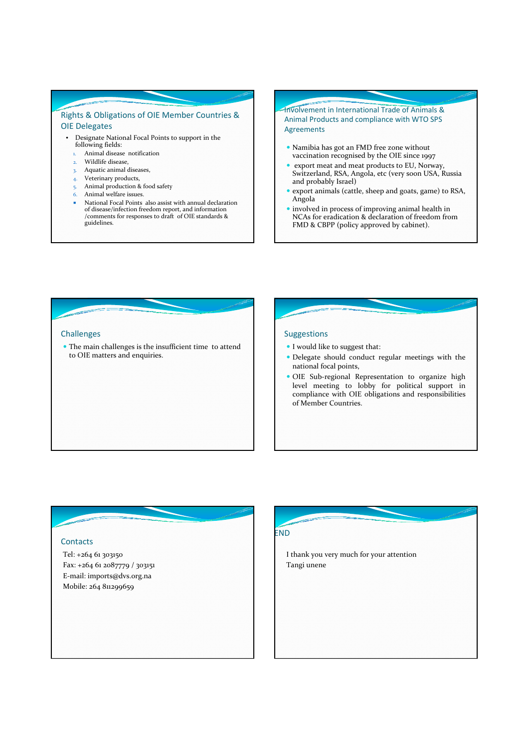## Rights & Obligations of OIE Member Countries & OIE Delegates

- Designate National Focal Points to support in the following fields:
  1. Animal disease notification
  2. Wildlife disease,
  3. Aquatic animal diseases,
  4. Veterinary products,
  5. Animal production & food safety
  6. Animal welfare issues.
  - National Focal Points also assist with annual declaration of disease/infection freedom report, and information /comments for responses to draft of OIE standards & guidelines.

## Involvement in International Trade of Animals & Animal Products and compliance with WTO SPS Agreements

- Namibia has got an FMD free zone without vaccination recognised by the OIE since 1997
- export meat and meat products to EU, Norway, Switzerland, RSA, Angola, etc (very soon USA, Russia and probably Israel)
- export animals (cattle, sheep and goats, game) to RSA, Angola
- involved in process of improving animal health in NCAs for eradication & declaration of freedom from FMD & CBPP (policy approved by cabinet).

## Challenges

- The main challenges is the insufficient time to attend to OIE matters and enquiries.

## Suggestions

- I would like to suggest that:
- Delegate should conduct regular meetings with the national focal points,
- OIE Sub-regional Representation to organize high level meeting to lobby for political support in compliance with OIE obligations and responsibilities of Member Countries.

## Contacts

Tel: +264 61 303150

Fax: +264 61 2087779 / 303151

E-mail: imports@dvs.org.na

Mobile: 264 811299659

## END

I thank you very much for your attention

Tangi unene